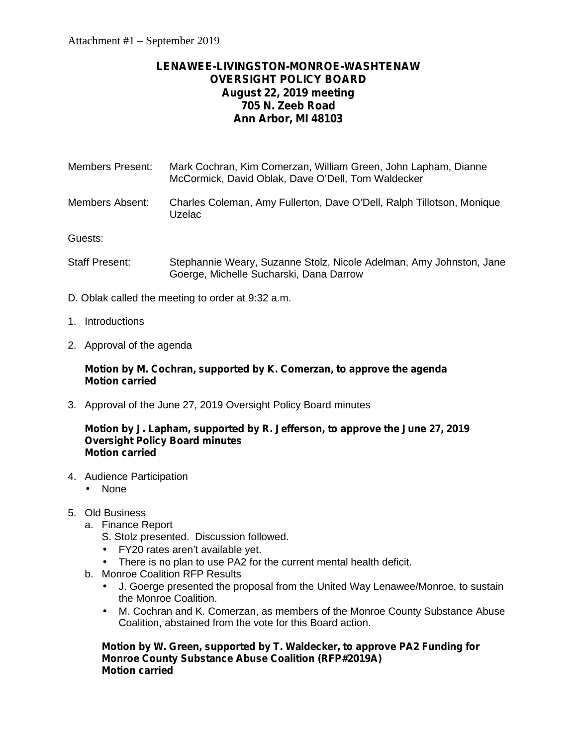Attachment #1 – September 2019

# LENAWEE-LIVINGSTON-MONROE-WASHTENAW
# OVERSIGHT POLICY BOARD
## August 22, 2019 meeting
## 705 N. Zeeb Road
## Ann Arbor, MI 48103

Members Present: Mark Cochran, Kim Comerzan, William Green, John Lapham, Dianne McCormick, David Oblak, Dave O'Dell, Tom Waldecker

Members Absent: Charles Coleman, Amy Fullerton, Dave O'Dell, Ralph Tillotson, Monique Uzelac

Guests:

Staff Present: Stephannie Weary, Suzanne Stolz, Nicole Adelman, Amy Johnston, Jane Goerge, Michelle Sucharski, Dana Darrow

D. Oblak called the meeting to order at 9:32 a.m.

1. Introductions

2. Approval of the agenda

   **Motion by M. Cochran, supported by K. Comerzan, to approve the agenda**
   **Motion carried**

3. Approval of the June 27, 2019 Oversight Policy Board minutes

   **Motion by J. Lapham, supported by R. Jefferson, to approve the June 27, 2019 Oversight Policy Board minutes**
   **Motion carried**

4. Audience Participation
   - None

5. Old Business
   a. Finance Report
      S. Stolz presented. Discussion followed.
      - FY20 rates aren't available yet.
      - There is no plan to use PA2 for the current mental health deficit.

   b. Monroe Coalition RFP Results
      - J. Goerge presented the proposal from the United Way Lenawee/Monroe, to sustain the Monroe Coalition.
      - M. Cochran and K. Comerzan, as members of the Monroe County Substance Abuse Coalition, abstained from the vote for this Board action.

      **Motion by W. Green, supported by T. Waldecker, to approve PA2 Funding for Monroe County Substance Abuse Coalition (RFP#2019A)**
      **Motion carried**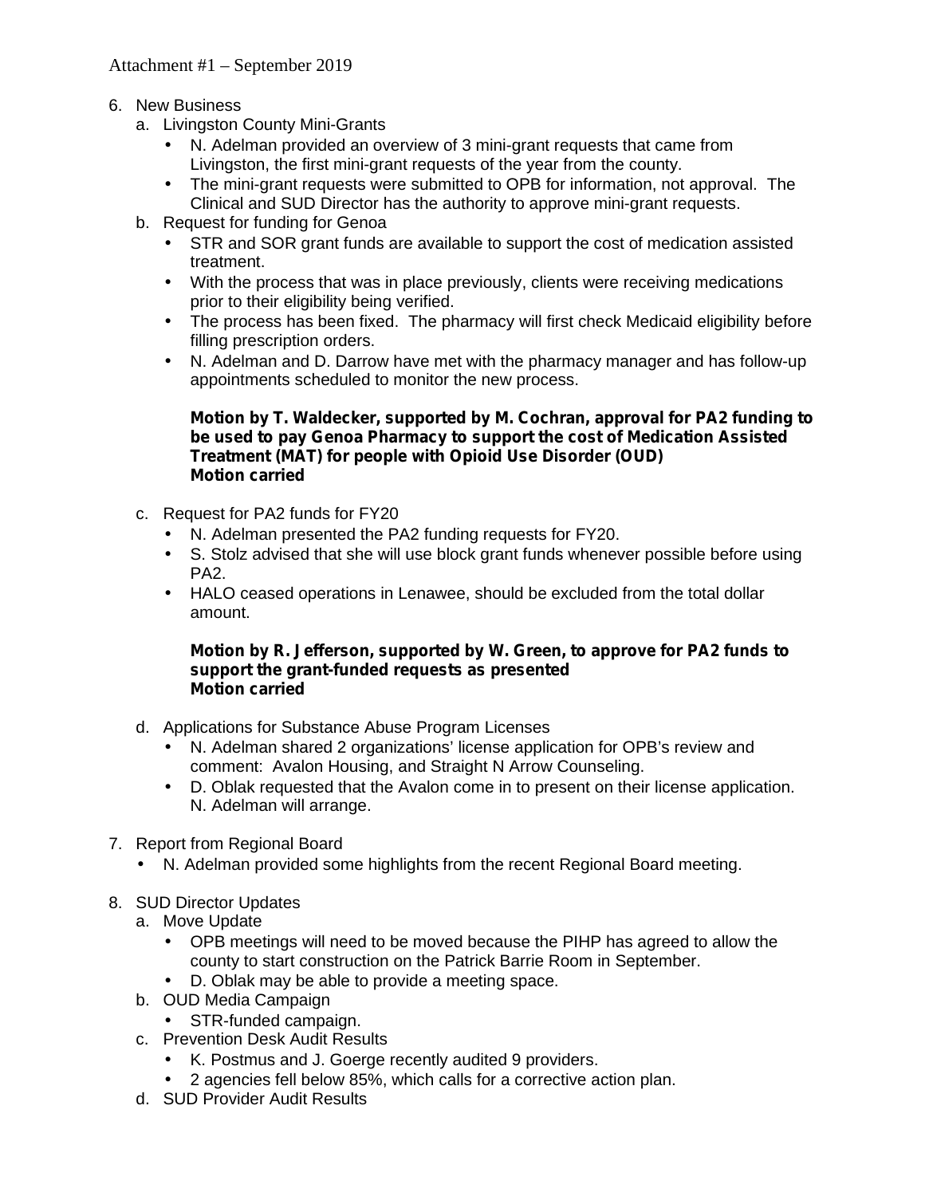Attachment #1 – September 2019

6. New Business
   a. Livingston County Mini-Grants
      - N. Adelman provided an overview of 3 mini-grant requests that came from Livingston, the first mini-grant requests of the year from the county.
      - The mini-grant requests were submitted to OPB for information, not approval. The Clinical and SUD Director has the authority to approve mini-grant requests.
   b. Request for funding for Genoa
      - STR and SOR grant funds are available to support the cost of medication assisted treatment.
      - With the process that was in place previously, clients were receiving medications prior to their eligibility being verified.
      - The process has been fixed. The pharmacy will first check Medicaid eligibility before filling prescription orders.
      - N. Adelman and D. Darrow have met with the pharmacy manager and has follow-up appointments scheduled to monitor the new process.

      **Motion by T. Waldecker, supported by M. Cochran, approval for PA2 funding to be used to pay Genoa Pharmacy to support the cost of Medication Assisted Treatment (MAT) for people with Opioid Use Disorder (OUD)**
      **Motion carried**

   c. Request for PA2 funds for FY20
      - N. Adelman presented the PA2 funding requests for FY20.
      - S. Stolz advised that she will use block grant funds whenever possible before using PA2.
      - HALO ceased operations in Lenawee, should be excluded from the total dollar amount.

      **Motion by R. Jefferson, supported by W. Green, to approve for PA2 funds to support the grant-funded requests as presented**
      **Motion carried**

   d. Applications for Substance Abuse Program Licenses
      - N. Adelman shared 2 organizations' license application for OPB's review and comment: Avalon Housing, and Straight N Arrow Counseling.
      - D. Oblak requested that the Avalon come in to present on their license application. N. Adelman will arrange.

7. Report from Regional Board
   - N. Adelman provided some highlights from the recent Regional Board meeting.

8. SUD Director Updates
   a. Move Update
      - OPB meetings will need to be moved because the PIHP has agreed to allow the county to start construction on the Patrick Barrie Room in September.
      - D. Oblak may be able to provide a meeting space.
   b. OUD Media Campaign
      - STR-funded campaign.
   c. Prevention Desk Audit Results
      - K. Postmus and J. Goerge recently audited 9 providers.
      - 2 agencies fell below 85%, which calls for a corrective action plan.
   d. SUD Provider Audit Results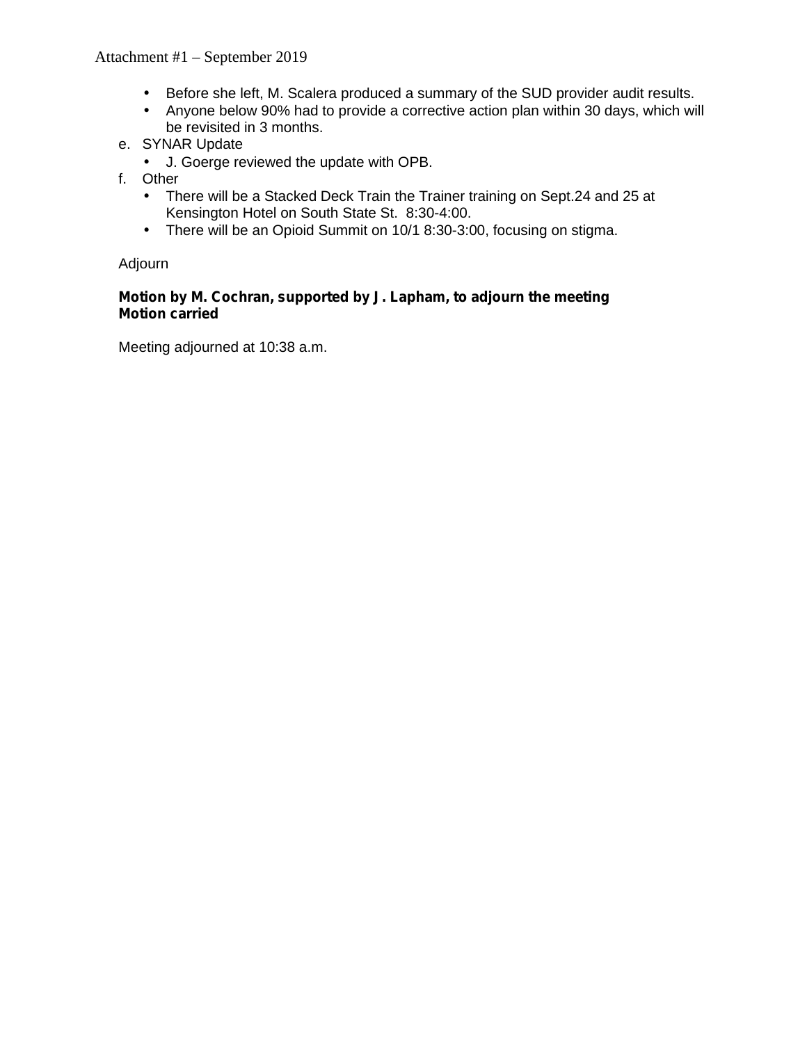- Before she left, M. Scalera produced a summary of the SUD provider audit results.
- Anyone below 90% had to provide a corrective action plan within 30 days, which will be revisited in 3 months.

e. SYNAR Update
   - J. Goerge reviewed the update with OPB.

f. Other
   - There will be a Stacked Deck Train the Trainer training on Sept.24 and 25 at Kensington Hotel on South State St. 8:30-4:00.
   - There will be an Opioid Summit on 10/1 8:30-3:00, focusing on stigma.

Adjourn

**Motion by M. Cochran, supported by J. Lapham, to adjourn the meeting**
**Motion carried**

Meeting adjourned at 10:38 a.m.